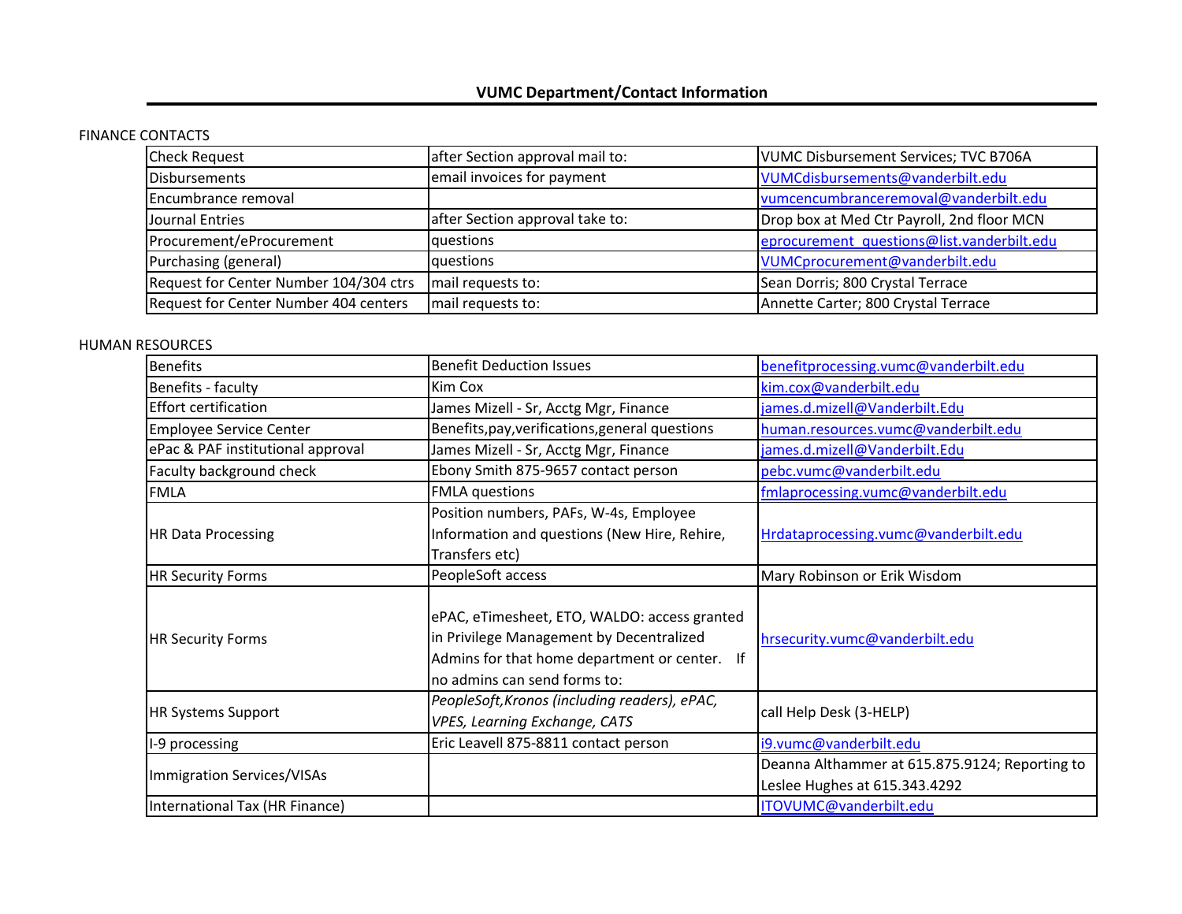# VUMC Department/Contact Information

FINANCE CONTACTS

| | | |
|---|---|---|
| Check Request | after Section approval mail to: | VUMC Disbursement Services; TVC B706A |
| Disbursements | email invoices for payment | VUMCdisbursements@vanderbilt.edu |
| Encumbrance removal | | vumcencumbranceremoval@vanderbilt.edu |
| Journal Entries | after Section approval take to: | Drop box at Med Ctr Payroll, 2nd floor MCN |
| Procurement/eProcurement | questions | eprocurement_questions@list.vanderbilt.edu |
| Purchasing (general) | questions | VUMCprocurement@vanderbilt.edu |
| Request for Center Number 104/304 ctrs | mail requests to: | Sean Dorris; 800 Crystal Terrace |
| Request for Center Number 404 centers | mail requests to: | Annette Carter; 800 Crystal Terrace |

HUMAN RESOURCES

| | | |
|---|---|---|
| Benefits | Benefit Deduction Issues | benefitprocessing.vumc@vanderbilt.edu |
| Benefits - faculty | Kim Cox | kim.cox@vanderbilt.edu |
| Effort certification | James Mizell - Sr, Acctg Mgr, Finance | james.d.mizell@Vanderbilt.Edu |
| Employee Service Center | Benefits,pay,verifications,general questions | human.resources.vumc@vanderbilt.edu |
| ePac & PAF institutional approval | James Mizell - Sr, Acctg Mgr, Finance | james.d.mizell@Vanderbilt.Edu |
| Faculty background check | Ebony Smith 875-9657 contact person | pebc.vumc@vanderbilt.edu |
| FMLA | FMLA questions | fmlaprocessing.vumc@vanderbilt.edu |
| HR Data Processing | Position numbers, PAFs, W-4s, Employee Information and questions (New Hire, Rehire, Transfers etc) | Hrdataprocessing.vumc@vanderbilt.edu |
| HR Security Forms | PeopleSoft access | Mary Robinson or Erik Wisdom |
| HR Security Forms | ePAC, eTimesheet, ETO, WALDO: access granted in Privilege Management by Decentralized Admins for that home department or center. If no admins can send forms to: | hrsecurity.vumc@vanderbilt.edu |
| HR Systems Support | *PeopleSoft,Kronos (including readers), ePAC, VPES, Learning Exchange, CATS* | call Help Desk (3-HELP) |
| I-9 processing | Eric Leavell 875-8811 contact person | i9.vumc@vanderbilt.edu |
| Immigration Services/VISAs | | Deanna Althammer at 615.875.9124; Reporting to Leslee Hughes at 615.343.4292 |
| International Tax (HR Finance) | | ITOVUMC@vanderbilt.edu |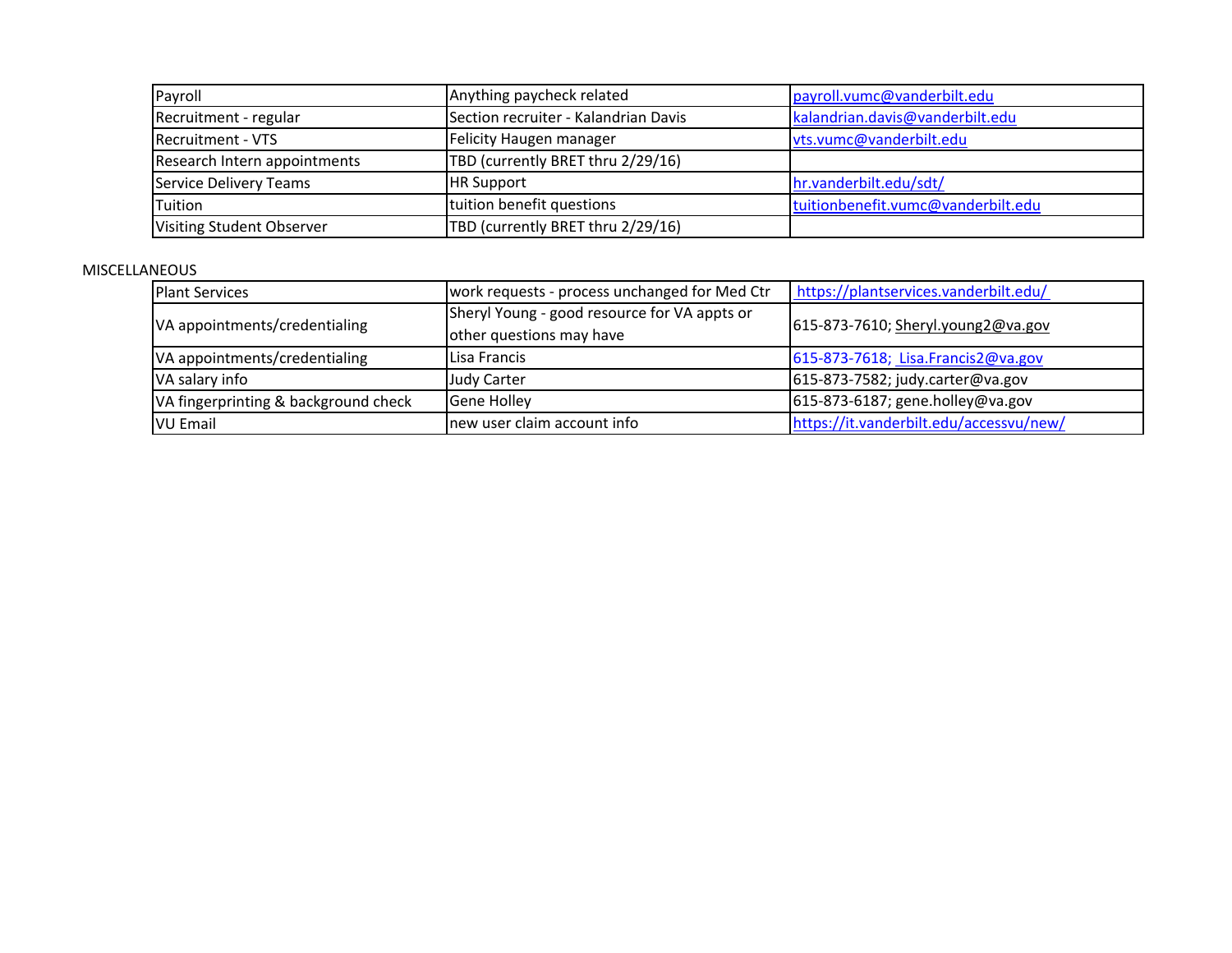| | | |
|---|---|---|
| Payroll | Anything paycheck related | payroll.vumc@vanderbilt.edu |
| Recruitment - regular | Section recruiter - Kalandrian Davis | kalandrian.davis@vanderbilt.edu |
| Recruitment - VTS | Felicity Haugen manager | vts.vumc@vanderbilt.edu |
| Research Intern appointments | TBD (currently BRET thru 2/29/16) | |
| Service Delivery Teams | HR Support | hr.vanderbilt.edu/sdt/ |
| Tuition | tuition benefit questions | tuitionbenefit.vumc@vanderbilt.edu |
| Visiting Student Observer | TBD (currently BRET thru 2/29/16) | |

MISCELLANEOUS

| | | |
|---|---|---|
| Plant Services | work requests - process unchanged for Med Ctr | https://plantservices.vanderbilt.edu/ |
| VA appointments/credentialing | Sheryl Young - good resource for VA appts or other questions may have | 615-873-7610; Sheryl.young2@va.gov |
| VA appointments/credentialing | Lisa Francis | 615-873-7618; Lisa.Francis2@va.gov |
| VA salary info | Judy Carter | 615-873-7582; judy.carter@va.gov |
| VA fingerprinting & background check | Gene Holley | 615-873-6187; gene.holley@va.gov |
| VU Email | new user claim account info | https://it.vanderbilt.edu/accessvu/new/ |